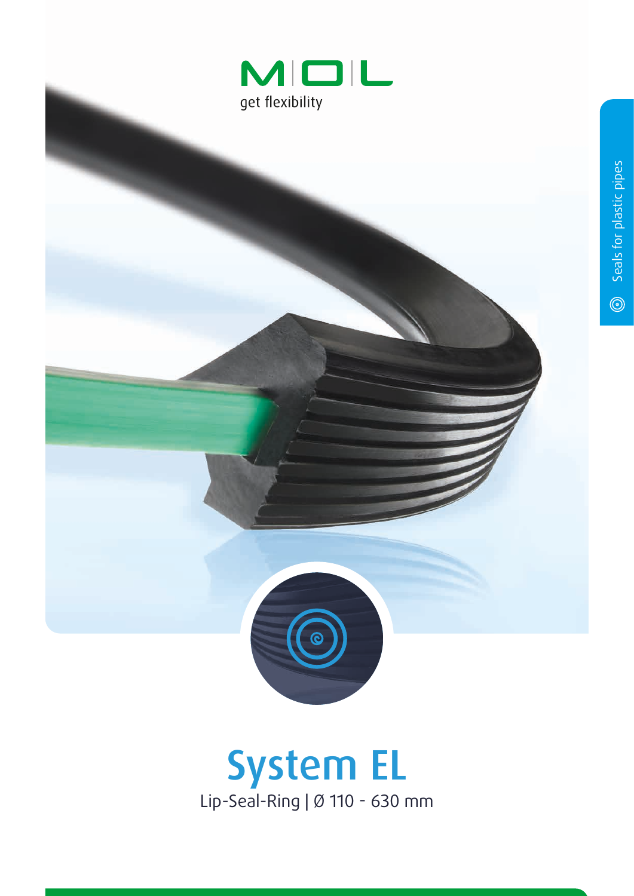M|O|L

get flexibility

Seals for plastic pipes

# System EL

Lip-Seal-Ring | Ø 110 - 630 mm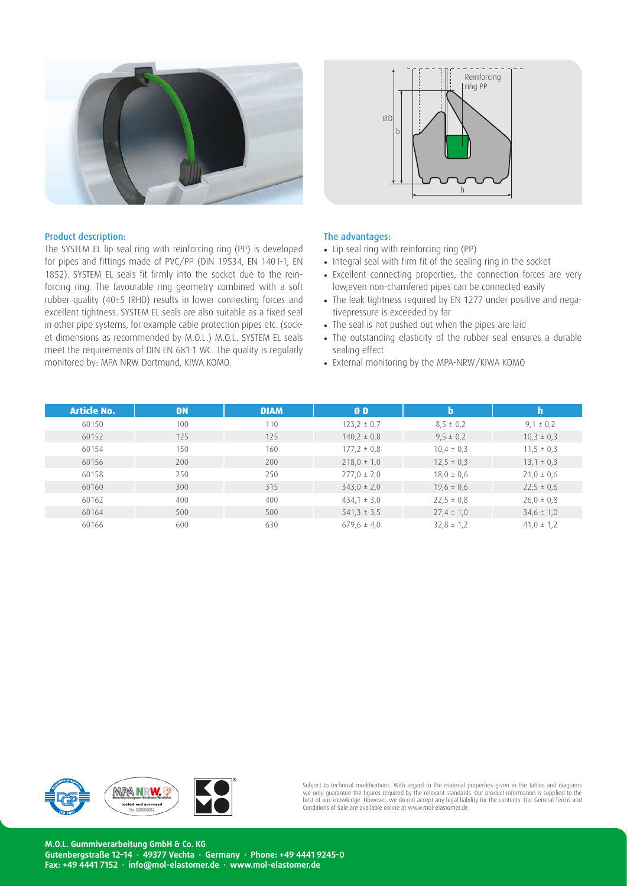Reinforcing ring PP

ØD

b

h

### Product description:

The SYSTEM EL lip seal ring with reinforcing ring (PP) is developed for pipes and fittings made of PVC/PP (DIN 19534, EN 1401-1, EN 1852). SYSTEM EL seals fit firmly into the socket due to the reinforcing ring. The favourable ring geometry combined with a soft rubber quality (40±5 IRHD) results in lower connecting forces and excellent tightness. SYSTEM EL seals are also suitable as a fixed seal in other pipe systems, for example cable protection pipes etc. (socket dimensions as recommended by M.O.L.) M.O.L. SYSTEM EL seals meet the requirements of DIN EN 681-1 WC. The quality is regularly monitored by: MPA NRW Dortmund, KIWA KOMO.

### The advantages:

- Lip seal ring with reinforcing ring (PP)
- Integral seal with firm fit of the sealing ring in the socket
- Excellent connecting properties, the connection forces are very low,even non-chamfered pipes can be connected easily
- The leak tightness required by EN 1277 under positive and negativepressure is exceeded by far
- The seal is not pushed out when the pipes are laid
- The outstanding elasticity of the rubber seal ensures a durable sealing effect
- External monitoring by the MPA-NRW/KIWA KOMO

| Article No. | DN | DIAM | Ø D | b | h |
|---|---|---|---|---|---|
| 60150 | 100 | 110 | 123,2 ± 0,7 | 8,5 ± 0,2 | 9,1 ± 0,2 |
| 60152 | 125 | 125 | 140,2 ± 0,8 | 9,5 ± 0,2 | 10,3 ± 0,3 |
| 60154 | 150 | 160 | 177,2 ± 0,8 | 10,4 ± 0,3 | 11,5 ± 0,3 |
| 60156 | 200 | 200 | 218,0 ± 1,0 | 12,5 ± 0,3 | 13,1 ± 0,3 |
| 60158 | 250 | 250 | 277,0 ± 2,0 | 18,0 ± 0,6 | 21,0 ± 0,6 |
| 60160 | 300 | 315 | 343,0 ± 2,0 | 19,6 ± 0,6 | 22,5 ± 0,6 |
| 60162 | 400 | 400 | 434,1 ± 3,0 | 22,5 ± 0,8 | 26,0 ± 0,8 |
| 60164 | 500 | 500 | 541,3 ± 3,5 | 27,4 ± 1,0 | 34,6 ± 1,0 |
| 60166 | 600 | 630 | 679,6 ± 4,0 | 32,8 ± 1,2 | 41,0 ± 1,2 |

Subject to technical modifications. With regard to the material properties given in the tables and diagrams we only guarantee the figures required by the relevant standards. Our product information is supplied to the best of our knowledge. However, we do not accept any legal liability for the contents. Our General Terms and Conditions of Sale are available online at www.mol-elastomer.de.

**M.O.L. Gummiverarbeitung GmbH & Co. KG**
**Gutenbergstraße 12–14 · 49377 Vechta · Germany · Phone: +49 4441 9245-0**
**Fax: +49 4441 7152 · info@mol-elastomer.de · www.mol-elastomer.de**